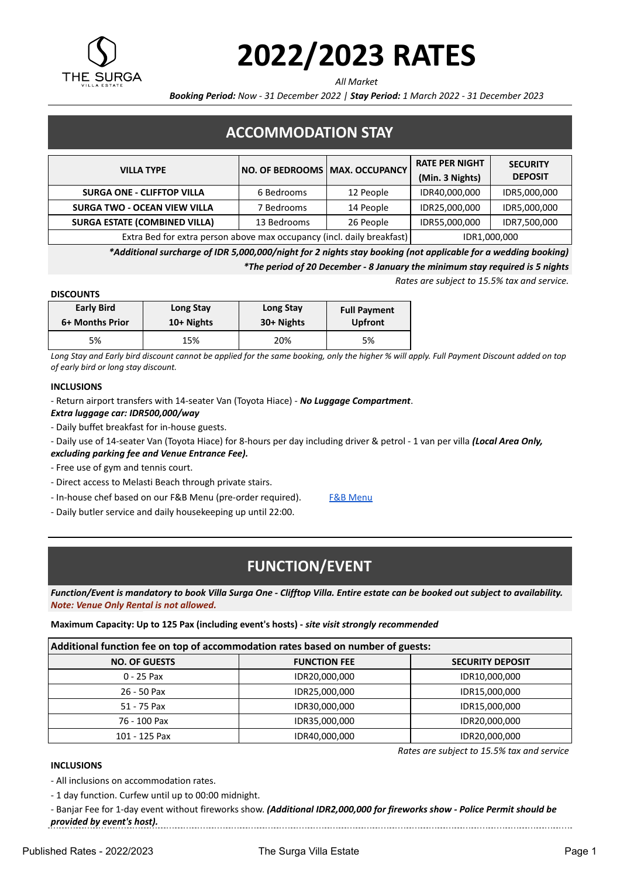THE SURGA
VILLA ESTATE

# 2022/2023 RATES

*All Market*

***Booking Period:*** *Now - 31 December 2022* | ***Stay Period:*** *1 March 2022 - 31 December 2023*

## ACCOMMODATION STAY

| VILLA TYPE | NO. OF BEDROOMS | MAX. OCCUPANCY | RATE PER NIGHT (Min. 3 Nights) | SECURITY DEPOSIT |
|---|---|---|---|---|
| **SURGA ONE - CLIFFTOP VILLA** | 6 Bedrooms | 12 People | IDR40,000,000 | IDR5,000,000 |
| **SURGA TWO - OCEAN VIEW VILLA** | 7 Bedrooms | 14 People | IDR25,000,000 | IDR5,000,000 |
| **SURGA ESTATE (COMBINED VILLA)** | 13 Bedrooms | 26 People | IDR55,000,000 | IDR7,500,000 |
| Extra Bed for extra person above max occupancy (incl. daily breakfast) | | | IDR1,000,000 | |

***Additional surcharge of IDR 5,000,000/night for 2 nights stay booking (not applicable for a wedding booking)**

***The period of 20 December - 8 January the minimum stay required is 5 nights**

*Rates are subject to 15.5% tax and service.*

**DISCOUNTS**

| Early Bird 6+ Months Prior | Long Stay 10+ Nights | Long Stay 30+ Nights | Full Payment Upfront |
|---|---|---|---|
| 5% | 15% | 20% | 5% |

*Long Stay and Early bird discount cannot be applied for the same booking, only the higher % will apply. Full Payment Discount added on top of early bird or long stay discount.*

**INCLUSIONS**

- Return airport transfers with 14-seater Van (Toyota Hiace) - ***No Luggage Compartment***.
***Extra luggage car: IDR500,000/way***
- Daily buffet breakfast for in-house guests.
- Daily use of 14-seater Van (Toyota Hiace) for 8-hours per day including driver & petrol - 1 van per villa ***(Local Area Only, excluding parking fee and Venue Entrance Fee).***
- Free use of gym and tennis court.
- Direct access to Melasti Beach through private stairs.
- In-house chef based on our F&B Menu (pre-order required). F&B Menu
- Daily butler service and daily housekeeping up until 22:00.

## FUNCTION/EVENT

***Function/Event is mandatory to book Villa Surga One - Clifftop Villa. Entire estate can be booked out subject to availability.***
***Note: Venue Only Rental is not allowed.***

**Maximum Capacity: Up to 125 Pax (including event's hosts) - *site visit strongly recommended***

| Additional function fee on top of accommodation rates based on number of guests: | | |
|---|---|---|
| **NO. OF GUESTS** | **FUNCTION FEE** | **SECURITY DEPOSIT** |
| 0 - 25 Pax | IDR20,000,000 | IDR10,000,000 |
| 26 - 50 Pax | IDR25,000,000 | IDR15,000,000 |
| 51 - 75 Pax | IDR30,000,000 | IDR15,000,000 |
| 76 - 100 Pax | IDR35,000,000 | IDR20,000,000 |
| 101 - 125 Pax | IDR40,000,000 | IDR20,000,000 |

*Rates are subject to 15.5% tax and service*

**INCLUSIONS**

- All inclusions on accommodation rates.
- 1 day function. Curfew until up to 00:00 midnight.
- Banjar Fee for 1-day event without fireworks show. ***(Additional IDR2,000,000 for fireworks show - Police Permit should be provided by event's host).***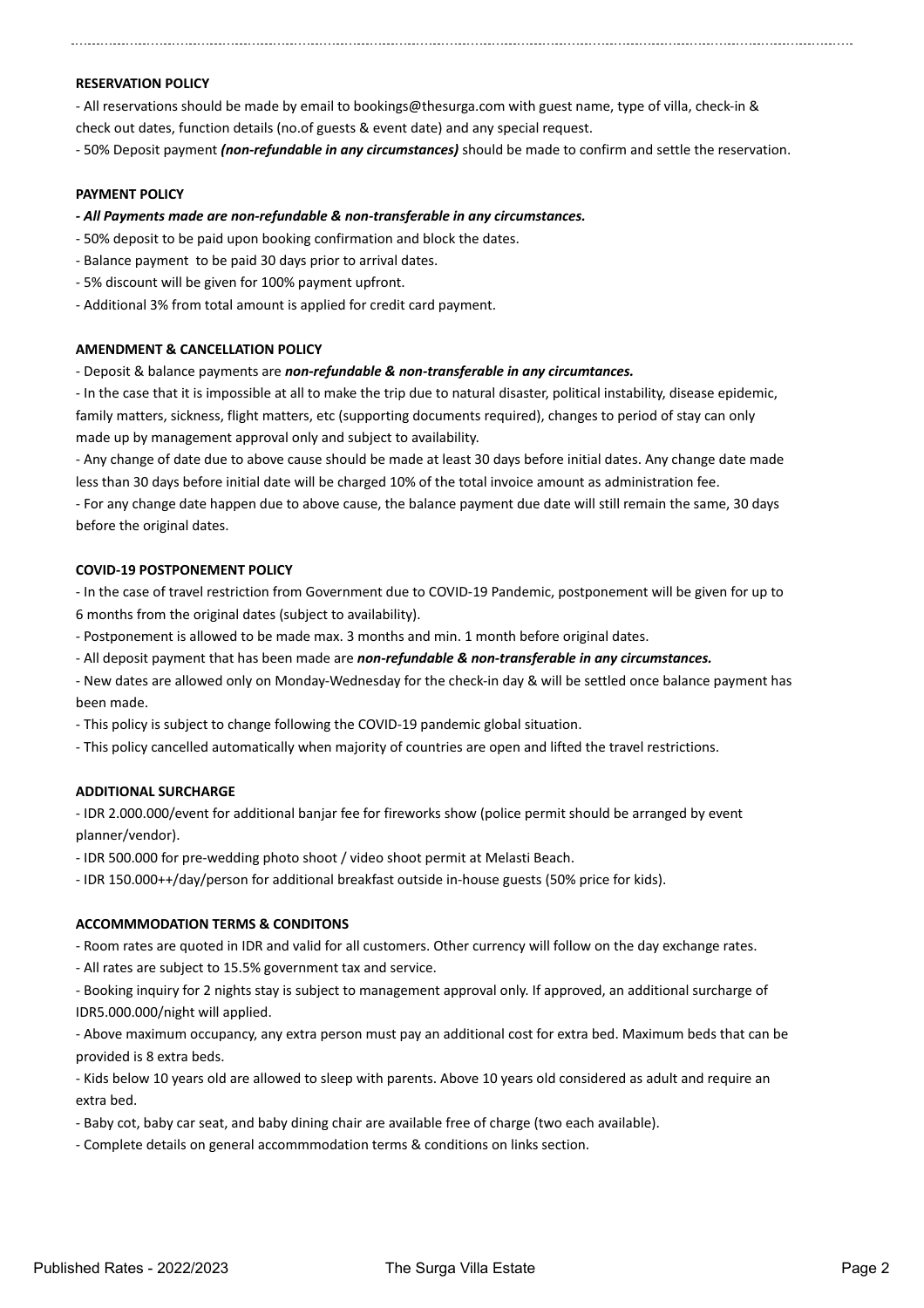**RESERVATION POLICY**

- All reservations should be made by email to bookings@thesurga.com with guest name, type of villa, check-in & check out dates, function details (no.of guests & event date) and any special request.
- 50% Deposit payment ***(non-refundable in any circumstances)*** should be made to confirm and settle the reservation.

**PAYMENT POLICY**

***- All Payments made are non-refundable & non-transferable in any circumstances.***
- 50% deposit to be paid upon booking confirmation and block the dates.
- Balance payment to be paid 30 days prior to arrival dates.
- 5% discount will be given for 100% payment upfront.
- Additional 3% from total amount is applied for credit card payment.

**AMENDMENT & CANCELLATION POLICY**

- Deposit & balance payments are ***non-refundable & non-transferable in any circumtances.***
- In the case that it is impossible at all to make the trip due to natural disaster, political instability, disease epidemic, family matters, sickness, flight matters, etc (supporting documents required), changes to period of stay can only made up by management approval only and subject to availability.
- Any change of date due to above cause should be made at least 30 days before initial dates. Any change date made less than 30 days before initial date will be charged 10% of the total invoice amount as administration fee.
- For any change date happen due to above cause, the balance payment due date will still remain the same, 30 days before the original dates.

**COVID-19 POSTPONEMENT POLICY**

- In the case of travel restriction from Government due to COVID-19 Pandemic, postponement will be given for up to 6 months from the original dates (subject to availability).
- Postponement is allowed to be made max. 3 months and min. 1 month before original dates.
- All deposit payment that has been made are ***non-refundable & non-transferable in any circumstances.***
- New dates are allowed only on Monday-Wednesday for the check-in day & will be settled once balance payment has been made.
- This policy is subject to change following the COVID-19 pandemic global situation.
- This policy cancelled automatically when majority of countries are open and lifted the travel restrictions.

**ADDITIONAL SURCHARGE**

- IDR 2.000.000/event for additional banjar fee for fireworks show (police permit should be arranged by event planner/vendor).
- IDR 500.000 for pre-wedding photo shoot / video shoot permit at Melasti Beach.
- IDR 150.000++/day/person for additional breakfast outside in-house guests (50% price for kids).

**ACCOMMMODATION TERMS & CONDITONS**

- Room rates are quoted in IDR and valid for all customers. Other currency will follow on the day exchange rates.
- All rates are subject to 15.5% government tax and service.
- Booking inquiry for 2 nights stay is subject to management approval only. If approved, an additional surcharge of IDR5.000.000/night will applied.
- Above maximum occupancy, any extra person must pay an additional cost for extra bed. Maximum beds that can be provided is 8 extra beds.
- Kids below 10 years old are allowed to sleep with parents. Above 10 years old considered as adult and require an extra bed.
- Baby cot, baby car seat, and baby dining chair are available free of charge (two each available).
- Complete details on general accommmodation terms & conditions on links section.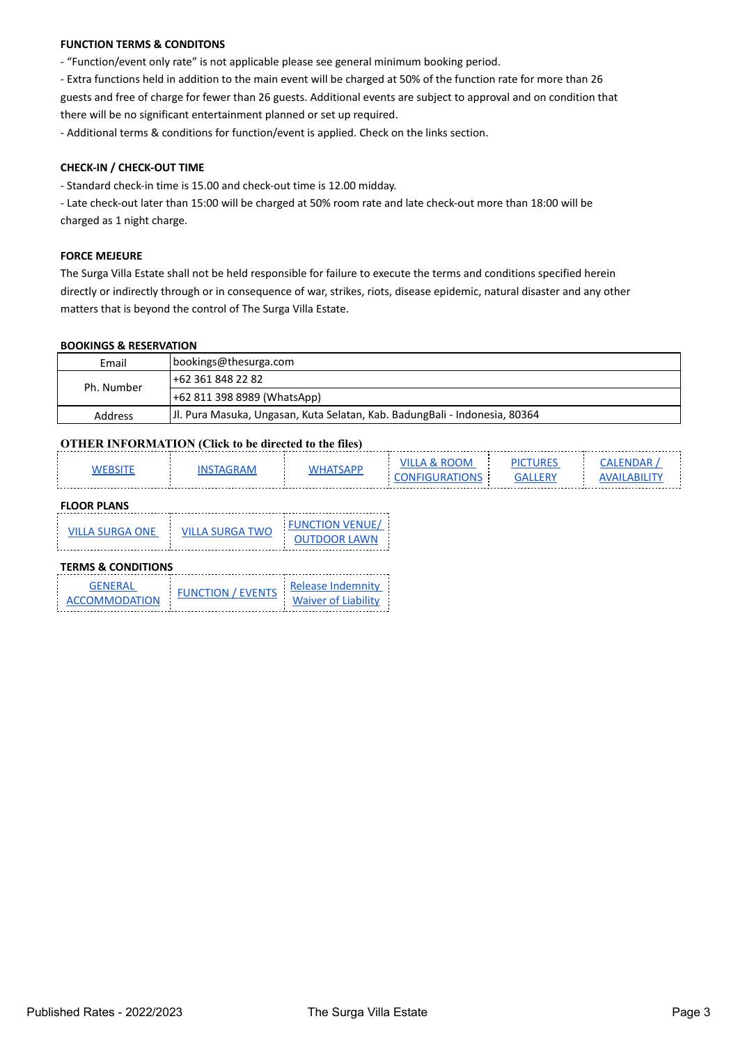**FUNCTION TERMS & CONDITONS**

- "Function/event only rate" is not applicable please see general minimum booking period.
- Extra functions held in addition to the main event will be charged at 50% of the function rate for more than 26 guests and free of charge for fewer than 26 guests. Additional events are subject to approval and on condition that there will be no significant entertainment planned or set up required.
- Additional terms & conditions for function/event is applied. Check on the links section.

**CHECK-IN / CHECK-OUT TIME**

- Standard check-in time is 15.00 and check-out time is 12.00 midday.
- Late check-out later than 15:00 will be charged at 50% room rate and late check-out more than 18:00 will be charged as 1 night charge.

**FORCE MEJEURE**

The Surga Villa Estate shall not be held responsible for failure to execute the terms and conditions specified herein directly or indirectly through or in consequence of war, strikes, riots, disease epidemic, natural disaster and any other matters that is beyond the control of The Surga Villa Estate.

**BOOKINGS & RESERVATION**

| | |
|---|---|
| Email | bookings@thesurga.com |
| Ph. Number | +62 361 848 22 82 |
| | +62 811 398 8989 (WhatsApp) |
| Address | Jl. Pura Masuka, Ungasan, Kuta Selatan, Kab. BadungBali - Indonesia, 80364 |

**OTHER INFORMATION (Click to be directed to the files)**

| | | | | | |
|---|---|---|---|---|---|
| WEBSITE | INSTAGRAM | WHATSAPP | VILLA & ROOM CONFIGURATIONS | PICTURES GALLERY | CALENDAR / AVAILABILITY |

**FLOOR PLANS**

| | | |
|---|---|---|
| VILLA SURGA ONE | VILLA SURGA TWO | FUNCTION VENUE/ OUTDOOR LAWN |

**TERMS & CONDITIONS**

| | | |
|---|---|---|
| GENERAL ACCOMMODATION | FUNCTION / EVENTS | Release Indemnity Waiver of Liability |